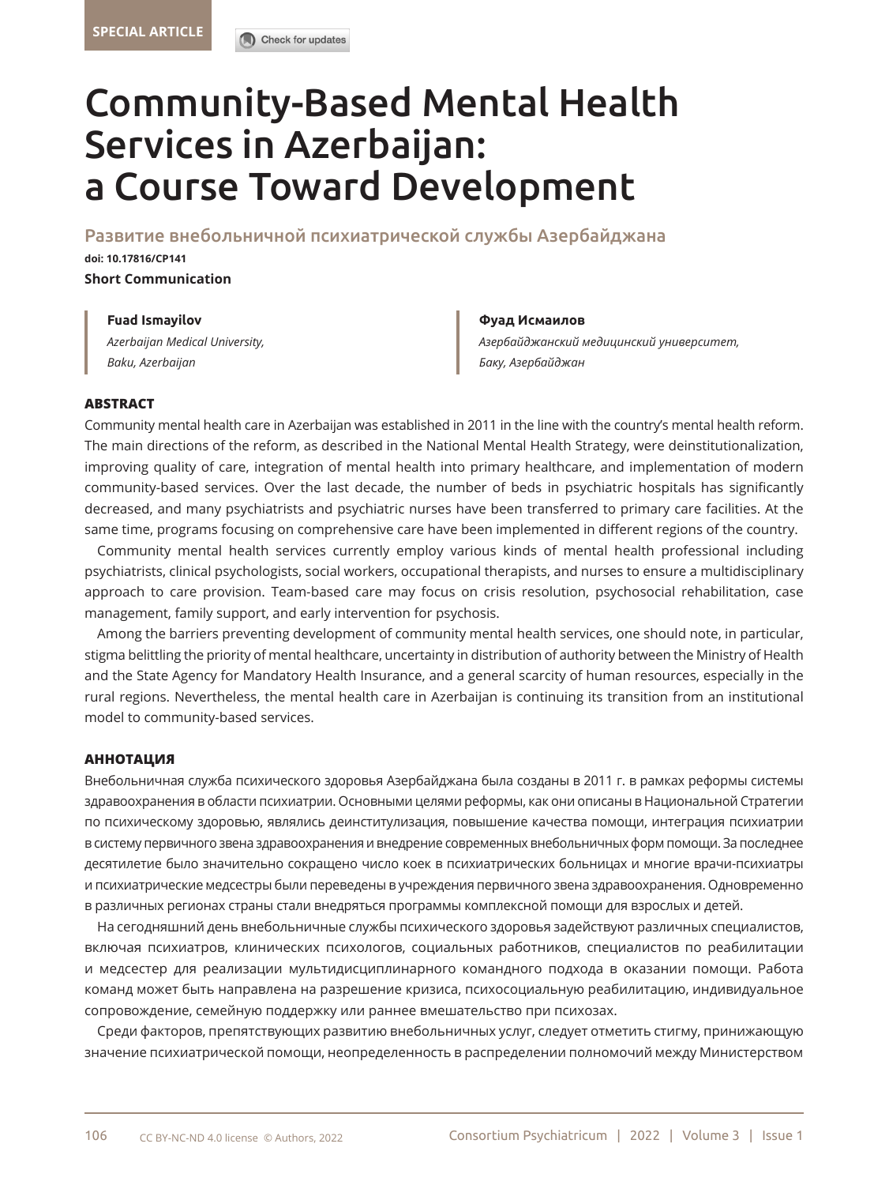SPECIAL ARTICLE

# Community-Based Mental Health Services in Azerbaijan: a Course Toward Development

## Развитие внебольничной психиатрической службы Азербайджана

**doi: 10.17816/CP141**

**Short Communication**

**Fuad Ismayilov**
*Azerbaijan Medical University, Baku, Azerbaijan*

**Фуад Исмаилов**
*Азербайджанский медицинский университет, Баку, Азербайджан*

### ABSTRACT

Community mental health care in Azerbaijan was established in 2011 in the line with the country's mental health reform. The main directions of the reform, as described in the National Mental Health Strategy, were deinstitutionalization, improving quality of care, integration of mental health into primary healthcare, and implementation of modern community-based services. Over the last decade, the number of beds in psychiatric hospitals has significantly decreased, and many psychiatrists and psychiatric nurses have been transferred to primary care facilities. At the same time, programs focusing on comprehensive care have been implemented in different regions of the country.

Community mental health services currently employ various kinds of mental health professional including psychiatrists, clinical psychologists, social workers, occupational therapists, and nurses to ensure a multidisciplinary approach to care provision. Team-based care may focus on crisis resolution, psychosocial rehabilitation, case management, family support, and early intervention for psychosis.

Among the barriers preventing development of community mental health services, one should note, in particular, stigma belittling the priority of mental healthcare, uncertainty in distribution of authority between the Ministry of Health and the State Agency for Mandatory Health Insurance, and a general scarcity of human resources, especially in the rural regions. Nevertheless, the mental health care in Azerbaijan is continuing its transition from an institutional model to community-based services.

### АННОТАЦИЯ

Внебольничная служба психического здоровья Азербайджана была созданы в 2011 г. в рамках реформы системы здравоохранения в области психиатрии. Основными целями реформы, как они описаны в Национальной Стратегии по психическому здоровью, являлись деинституциализация, повышение качества помощи, интеграция психиатрии в систему первичного звена здравоохранения и внедрение современных внебольничных форм помощи. За последнее десятилетие было значительно сокращено число коек в психиатрических больницах и многие врачи-психиатры и психиатрические медсестры были переведены в учреждения первичного звена здравоохранения. Одновременно в различных регионах страны стали внедряться программы комплексной помощи для взрослых и детей.

На сегодняшний день внебольничные службы психического здоровья задействуют различных специалистов, включая психиатров, клинических психологов, социальных работников, специалистов по реабилитации и медсестер для реализации мультидисциплинарного командного подхода в оказании помощи. Работа команд может быть направлена на разрешение кризиса, психосоциальную реабилитацию, индивидуальное сопровождение, семейную поддержку или раннее вмешательство при психозах.

Среди факторов, препятствующих развитию внебольничных услуг, следует отметить стигму, принижающую значение психиатрической помощи, неопределенность в распределении полномочий между Министерством

CC BY-NC-ND 4.0 license © Authors, 2022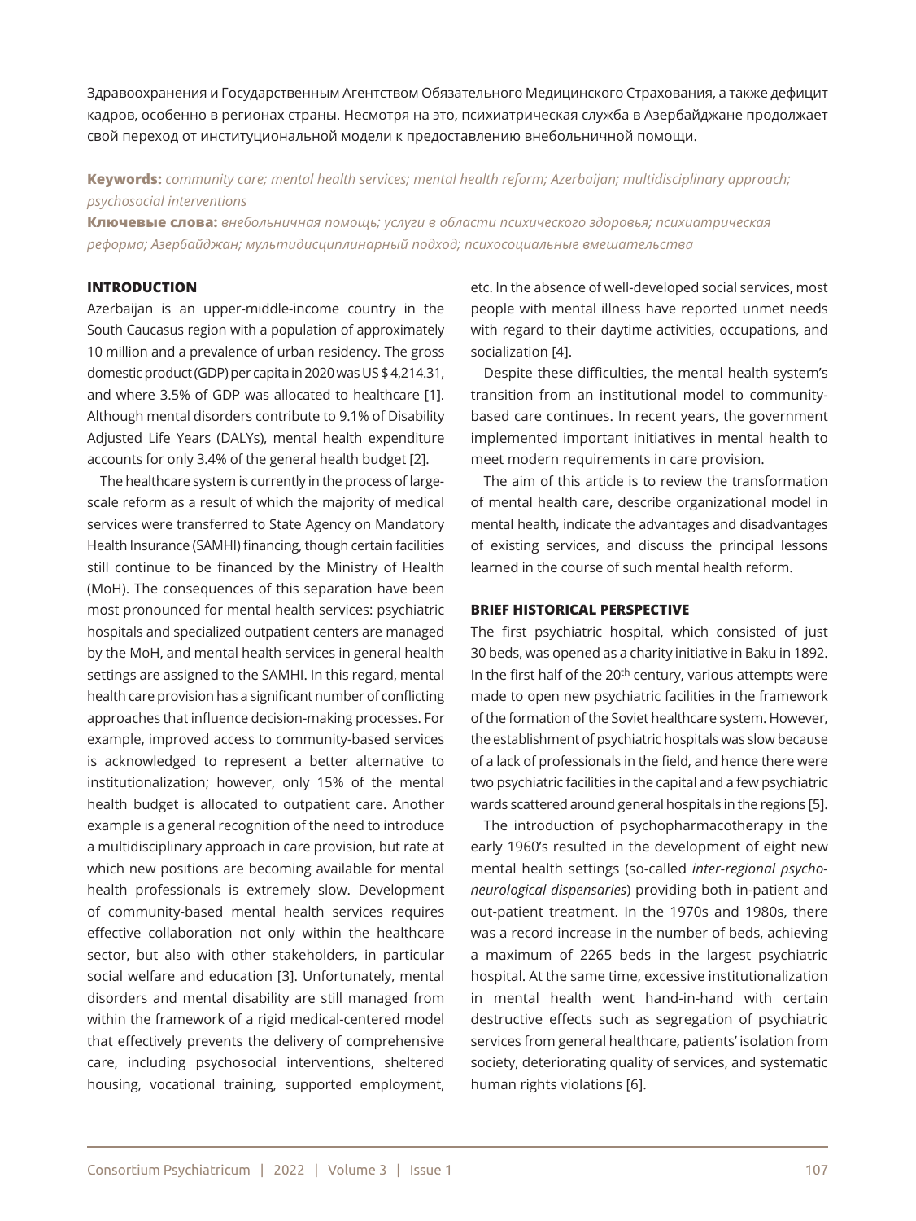Здравоохранения и Государственным Агентством Обязательного Медицинского Страхования, а также дефицит кадров, особенно в регионах страны. Несмотря на это, психиатрическая служба в Азербайджане продолжает свой переход от институциональной модели к предоставлению внебольничной помощи.

**Keywords:** *community care; mental health services; mental health reform; Azerbaijan; multidisciplinary approach; psychosocial interventions*

**Ключевые слова:** *внебольничная помощь; услуги в области психического здоровья; психиатрическая реформа; Азербайджан; мультидисциплинарный подход; психосоциальные вмешательства*

## INTRODUCTION

Azerbaijan is an upper-middle-income country in the South Caucasus region with a population of approximately 10 million and a prevalence of urban residency. The gross domestic product (GDP) per capita in 2020 was US $ 4,214.31, and where 3.5% of GDP was allocated to healthcare [1]. Although mental disorders contribute to 9.1% of Disability Adjusted Life Years (DALYs), mental health expenditure accounts for only 3.4% of the general health budget [2].

The healthcare system is currently in the process of large-scale reform as a result of which the majority of medical services were transferred to State Agency on Mandatory Health Insurance (SAMHI) financing, though certain facilities still continue to be financed by the Ministry of Health (MoH). The consequences of this separation have been most pronounced for mental health services: psychiatric hospitals and specialized outpatient centers are managed by the MoH, and mental health services in general health settings are assigned to the SAMHI. In this regard, mental health care provision has a significant number of conflicting approaches that influence decision-making processes. For example, improved access to community-based services is acknowledged to represent a better alternative to institutionalization; however, only 15% of the mental health budget is allocated to outpatient care. Another example is a general recognition of the need to introduce a multidisciplinary approach in care provision, but rate at which new positions are becoming available for mental health professionals is extremely slow. Development of community-based mental health services requires effective collaboration not only within the healthcare sector, but also with other stakeholders, in particular social welfare and education [3]. Unfortunately, mental disorders and mental disability are still managed from within the framework of a rigid medical-centered model that effectively prevents the delivery of comprehensive care, including psychosocial interventions, sheltered housing, vocational training, supported employment, etc. In the absence of well-developed social services, most people with mental illness have reported unmet needs with regard to their daytime activities, occupations, and socialization [4].

Despite these difficulties, the mental health system's transition from an institutional model to community-based care continues. In recent years, the government implemented important initiatives in mental health to meet modern requirements in care provision.

The aim of this article is to review the transformation of mental health care, describe organizational model in mental health, indicate the advantages and disadvantages of existing services, and discuss the principal lessons learned in the course of such mental health reform.

## BRIEF HISTORICAL PERSPECTIVE

The first psychiatric hospital, which consisted of just 30 beds, was opened as a charity initiative in Baku in 1892. In the first half of the 20th century, various attempts were made to open new psychiatric facilities in the framework of the formation of the Soviet healthcare system. However, the establishment of psychiatric hospitals was slow because of a lack of professionals in the field, and hence there were two psychiatric facilities in the capital and a few psychiatric wards scattered around general hospitals in the regions [5].

The introduction of psychopharmacotherapy in the early 1960's resulted in the development of eight new mental health settings (so-called *inter-regional psycho-neurological dispensaries*) providing both in-patient and out-patient treatment. In the 1970s and 1980s, there was a record increase in the number of beds, achieving a maximum of 2265 beds in the largest psychiatric hospital. At the same time, excessive institutionalization in mental health went hand-in-hand with certain destructive effects such as segregation of psychiatric services from general healthcare, patients' isolation from society, deteriorating quality of services, and systematic human rights violations [6].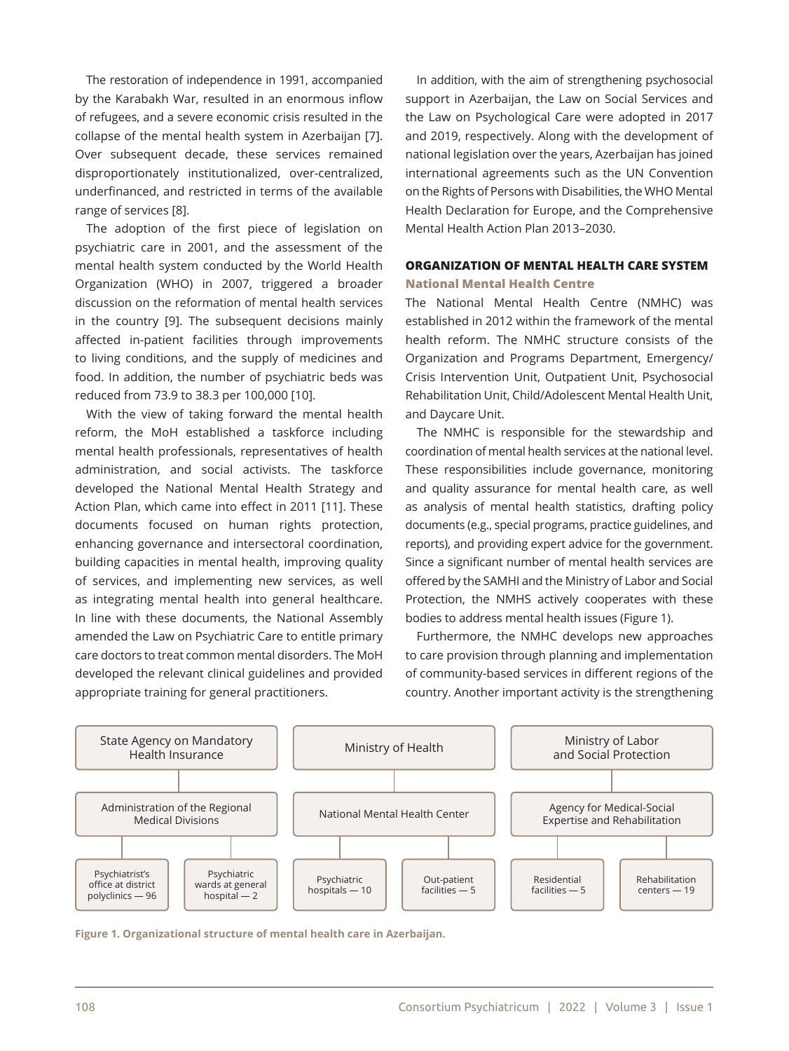The restoration of independence in 1991, accompanied by the Karabakh War, resulted in an enormous inflow of refugees, and a severe economic crisis resulted in the collapse of the mental health system in Azerbaijan [7]. Over subsequent decade, these services remained disproportionately institutionalized, over-centralized, underfinanced, and restricted in terms of the available range of services [8].

The adoption of the first piece of legislation on psychiatric care in 2001, and the assessment of the mental health system conducted by the World Health Organization (WHO) in 2007, triggered a broader discussion on the reformation of mental health services in the country [9]. The subsequent decisions mainly affected in-patient facilities through improvements to living conditions, and the supply of medicines and food. In addition, the number of psychiatric beds was reduced from 73.9 to 38.3 per 100,000 [10].

With the view of taking forward the mental health reform, the MoH established a taskforce including mental health professionals, representatives of health administration, and social activists. The taskforce developed the National Mental Health Strategy and Action Plan, which came into effect in 2011 [11]. These documents focused on human rights protection, enhancing governance and intersectoral coordination, building capacities in mental health, improving quality of services, and implementing new services, as well as integrating mental health into general healthcare. In line with these documents, the National Assembly amended the Law on Psychiatric Care to entitle primary care doctors to treat common mental disorders. The MoH developed the relevant clinical guidelines and provided appropriate training for general practitioners.

In addition, with the aim of strengthening psychosocial support in Azerbaijan, the Law on Social Services and the Law on Psychological Care were adopted in 2017 and 2019, respectively. Along with the development of national legislation over the years, Azerbaijan has joined international agreements such as the UN Convention on the Rights of Persons with Disabilities, the WHO Mental Health Declaration for Europe, and the Comprehensive Mental Health Action Plan 2013–2030.

## ORGANIZATION OF MENTAL HEALTH CARE SYSTEM

### National Mental Health Centre

The National Mental Health Centre (NMHC) was established in 2012 within the framework of the mental health reform. The NMHC structure consists of the Organization and Programs Department, Emergency/Crisis Intervention Unit, Outpatient Unit, Psychosocial Rehabilitation Unit, Child/Adolescent Mental Health Unit, and Daycare Unit.

The NMHC is responsible for the stewardship and coordination of mental health services at the national level. These responsibilities include governance, monitoring and quality assurance for mental health care, as well as analysis of mental health statistics, drafting policy documents (e.g., special programs, practice guidelines, and reports), and providing expert advice for the government. Since a significant number of mental health services are offered by the SAMHI and the Ministry of Labor and Social Protection, the NMHS actively cooperates with these bodies to address mental health issues (Figure 1).

Furthermore, the NMHC develops new approaches to care provision through planning and implementation of community-based services in different regions of the country. Another important activity is the strengthening

- State Agency on Mandatory Health Insurance
  - Administration of the Regional Medical Divisions
    - Psychiatrist's office at district polyclinics — 96
    - Psychiatric wards at general hospital — 2
- Ministry of Health
  - National Mental Health Center
    - Psychiatric hospitals — 10
    - Out-patient facilities — 5
- Ministry of Labor and Social Protection
  - Agency for Medical-Social Expertise and Rehabilitation
    - Residential facilities — 5
    - Rehabilitation centers — 19

**Figure 1. Organizational structure of mental health care in Azerbaijan.**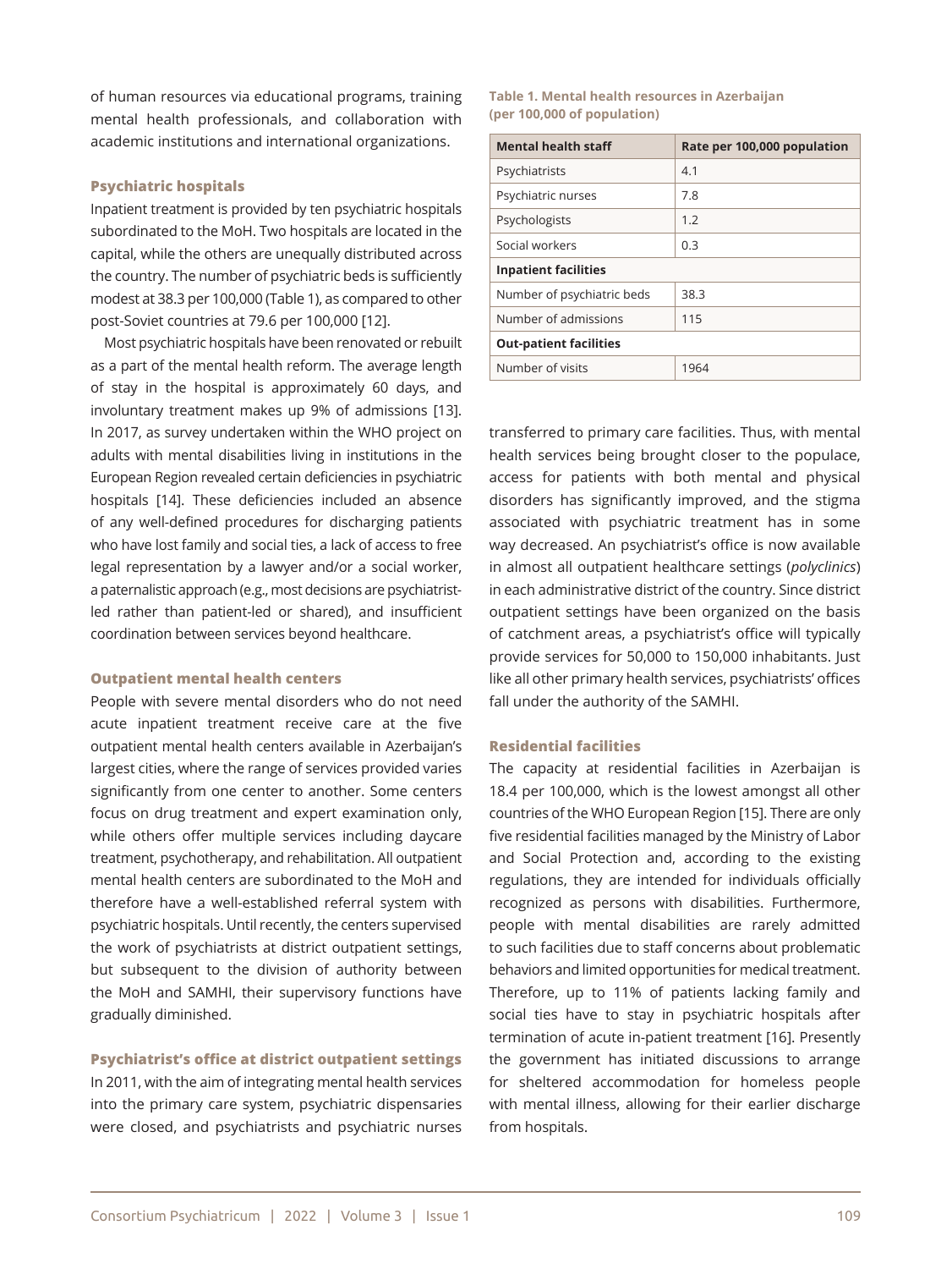of human resources via educational programs, training mental health professionals, and collaboration with academic institutions and international organizations.

### Psychiatric hospitals

Inpatient treatment is provided by ten psychiatric hospitals subordinated to the MoH. Two hospitals are located in the capital, while the others are unequally distributed across the country. The number of psychiatric beds is sufficiently modest at 38.3 per 100,000 (Table 1), as compared to other post-Soviet countries at 79.6 per 100,000 [12].

Most psychiatric hospitals have been renovated or rebuilt as a part of the mental health reform. The average length of stay in the hospital is approximately 60 days, and involuntary treatment makes up 9% of admissions [13]. In 2017, as survey undertaken within the WHO project on adults with mental disabilities living in institutions in the European Region revealed certain deficiencies in psychiatric hospitals [14]. These deficiencies included an absence of any well-defined procedures for discharging patients who have lost family and social ties, a lack of access to free legal representation by a lawyer and/or a social worker, a paternalistic approach (e.g., most decisions are psychiatrist-led rather than patient-led or shared), and insufficient coordination between services beyond healthcare.

### Outpatient mental health centers

People with severe mental disorders who do not need acute inpatient treatment receive care at the five outpatient mental health centers available in Azerbaijan's largest cities, where the range of services provided varies significantly from one center to another. Some centers focus on drug treatment and expert examination only, while others offer multiple services including daycare treatment, psychotherapy, and rehabilitation. All outpatient mental health centers are subordinated to the MoH and therefore have a well-established referral system with psychiatric hospitals. Until recently, the centers supervised the work of psychiatrists at district outpatient settings, but subsequent to the division of authority between the MoH and SAMHI, their supervisory functions have gradually diminished.

### Psychiatrist's office at district outpatient settings

In 2011, with the aim of integrating mental health services into the primary care system, psychiatric dispensaries were closed, and psychiatrists and psychiatric nurses transferred to primary care facilities. Thus, with mental health services being brought closer to the populace, access for patients with both mental and physical disorders has significantly improved, and the stigma associated with psychiatric treatment has in some way decreased. An psychiatrist's office is now available in almost all outpatient healthcare settings (*polyclinics*) in each administrative district of the country. Since district outpatient settings have been organized on the basis of catchment areas, a psychiatrist's office will typically provide services for 50,000 to 150,000 inhabitants. Just like all other primary health services, psychiatrists' offices fall under the authority of the SAMHI.

**Table 1. Mental health resources in Azerbaijan (per 100,000 of population)**

| Mental health staff | Rate per 100,000 population |
|---|---|
| Psychiatrists | 4.1 |
| Psychiatric nurses | 7.8 |
| Psychologists | 1.2 |
| Social workers | 0.3 |
| **Inpatient facilities** | |
| Number of psychiatric beds | 38.3 |
| Number of admissions | 115 |
| **Out-patient facilities** | |
| Number of visits | 1964 |

### Residential facilities

The capacity at residential facilities in Azerbaijan is 18.4 per 100,000, which is the lowest amongst all other countries of the WHO European Region [15]. There are only five residential facilities managed by the Ministry of Labor and Social Protection and, according to the existing regulations, they are intended for individuals officially recognized as persons with disabilities. Furthermore, people with mental disabilities are rarely admitted to such facilities due to staff concerns about problematic behaviors and limited opportunities for medical treatment. Therefore, up to 11% of patients lacking family and social ties have to stay in psychiatric hospitals after termination of acute in-patient treatment [16]. Presently the government has initiated discussions to arrange for sheltered accommodation for homeless people with mental illness, allowing for their earlier discharge from hospitals.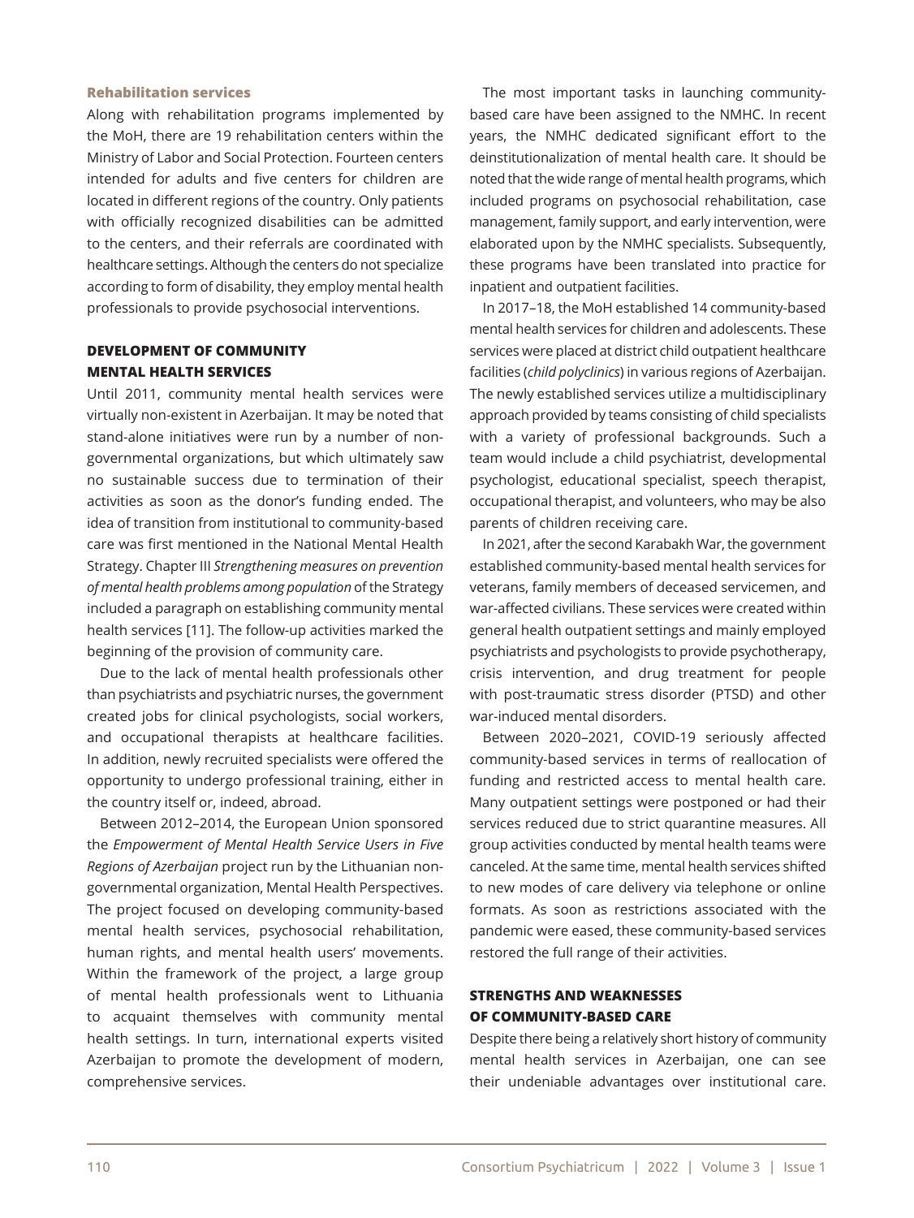### Rehabilitation services

Along with rehabilitation programs implemented by the MoH, there are 19 rehabilitation centers within the Ministry of Labor and Social Protection. Fourteen centers intended for adults and five centers for children are located in different regions of the country. Only patients with officially recognized disabilities can be admitted to the centers, and their referrals are coordinated with healthcare settings. Although the centers do not specialize according to form of disability, they employ mental health professionals to provide psychosocial interventions.

## DEVELOPMENT OF COMMUNITY MENTAL HEALTH SERVICES

Until 2011, community mental health services were virtually non-existent in Azerbaijan. It may be noted that stand-alone initiatives were run by a number of non-governmental organizations, but which ultimately saw no sustainable success due to termination of their activities as soon as the donor's funding ended. The idea of transition from institutional to community-based care was first mentioned in the National Mental Health Strategy. Chapter III *Strengthening measures on prevention of mental health problems among population* of the Strategy included a paragraph on establishing community mental health services [11]. The follow-up activities marked the beginning of the provision of community care.

Due to the lack of mental health professionals other than psychiatrists and psychiatric nurses, the government created jobs for clinical psychologists, social workers, and occupational therapists at healthcare facilities. In addition, newly recruited specialists were offered the opportunity to undergo professional training, either in the country itself or, indeed, abroad.

Between 2012–2014, the European Union sponsored the *Empowerment of Mental Health Service Users in Five Regions of Azerbaijan* project run by the Lithuanian non-governmental organization, Mental Health Perspectives. The project focused on developing community-based mental health services, psychosocial rehabilitation, human rights, and mental health users' movements. Within the framework of the project, a large group of mental health professionals went to Lithuania to acquaint themselves with community mental health settings. In turn, international experts visited Azerbaijan to promote the development of modern, comprehensive services.

The most important tasks in launching community-based care have been assigned to the NMHC. In recent years, the NMHC dedicated significant effort to the deinstitutionalization of mental health care. It should be noted that the wide range of mental health programs, which included programs on psychosocial rehabilitation, case management, family support, and early intervention, were elaborated upon by the NMHC specialists. Subsequently, these programs have been translated into practice for inpatient and outpatient facilities.

In 2017–18, the MoH established 14 community-based mental health services for children and adolescents. These services were placed at district child outpatient healthcare facilities (*child polyclinics*) in various regions of Azerbaijan. The newly established services utilize a multidisciplinary approach provided by teams consisting of child specialists with a variety of professional backgrounds. Such a team would include a child psychiatrist, developmental psychologist, educational specialist, speech therapist, occupational therapist, and volunteers, who may be also parents of children receiving care.

In 2021, after the second Karabakh War, the government established community-based mental health services for veterans, family members of deceased servicemen, and war-affected civilians. These services were created within general health outpatient settings and mainly employed psychiatrists and psychologists to provide psychotherapy, crisis intervention, and drug treatment for people with post-traumatic stress disorder (PTSD) and other war-induced mental disorders.

Between 2020–2021, COVID-19 seriously affected community-based services in terms of reallocation of funding and restricted access to mental health care. Many outpatient settings were postponed or had their services reduced due to strict quarantine measures. All group activities conducted by mental health teams were canceled. At the same time, mental health services shifted to new modes of care delivery via telephone or online formats. As soon as restrictions associated with the pandemic were eased, these community-based services restored the full range of their activities.

## STRENGTHS AND WEAKNESSES OF COMMUNITY-BASED CARE

Despite there being a relatively short history of community mental health services in Azerbaijan, one can see their undeniable advantages over institutional care.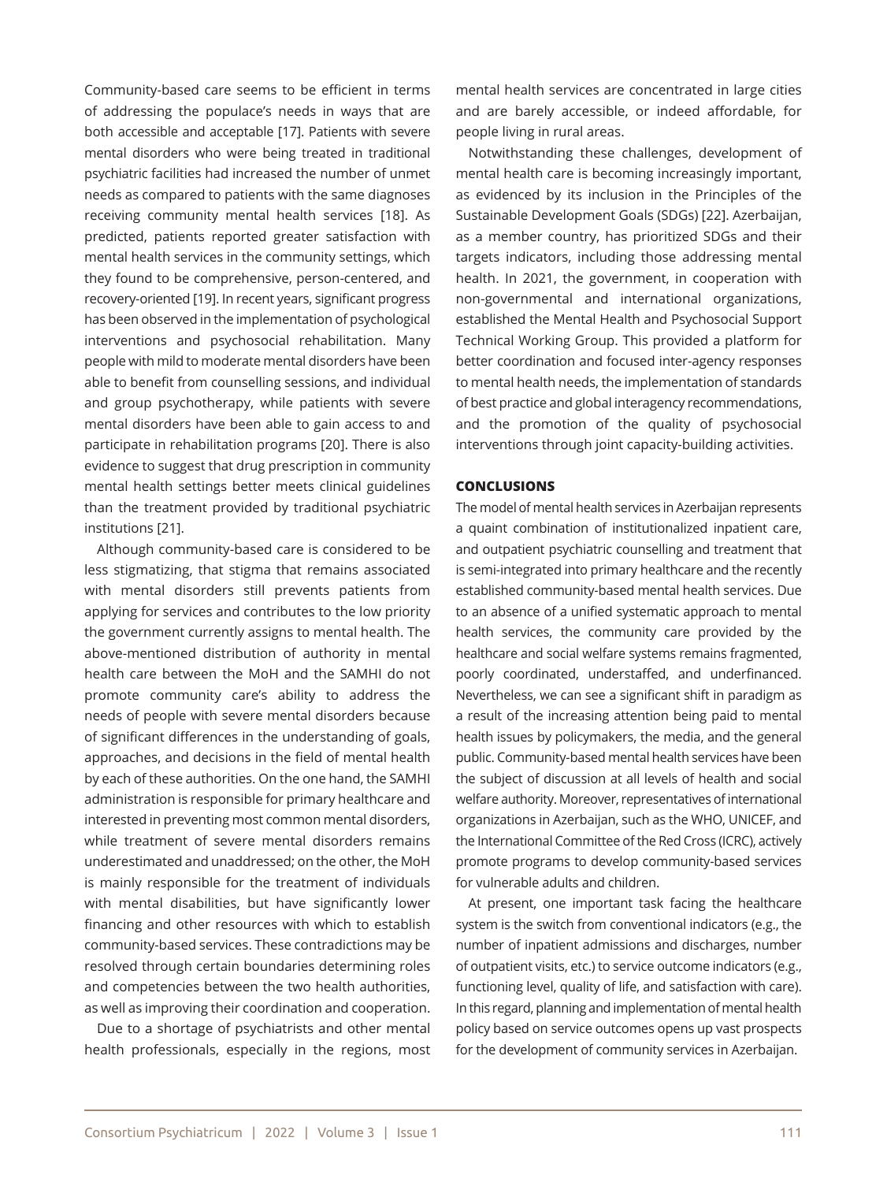Community-based care seems to be efficient in terms of addressing the populace's needs in ways that are both accessible and acceptable [17]. Patients with severe mental disorders who were being treated in traditional psychiatric facilities had increased the number of unmet needs as compared to patients with the same diagnoses receiving community mental health services [18]. As predicted, patients reported greater satisfaction with mental health services in the community settings, which they found to be comprehensive, person-centered, and recovery-oriented [19]. In recent years, significant progress has been observed in the implementation of psychological interventions and psychosocial rehabilitation. Many people with mild to moderate mental disorders have been able to benefit from counselling sessions, and individual and group psychotherapy, while patients with severe mental disorders have been able to gain access to and participate in rehabilitation programs [20]. There is also evidence to suggest that drug prescription in community mental health settings better meets clinical guidelines than the treatment provided by traditional psychiatric institutions [21].

Although community-based care is considered to be less stigmatizing, that stigma that remains associated with mental disorders still prevents patients from applying for services and contributes to the low priority the government currently assigns to mental health. The above-mentioned distribution of authority in mental health care between the MoH and the SAMHI do not promote community care's ability to address the needs of people with severe mental disorders because of significant differences in the understanding of goals, approaches, and decisions in the field of mental health by each of these authorities. On the one hand, the SAMHI administration is responsible for primary healthcare and interested in preventing most common mental disorders, while treatment of severe mental disorders remains underestimated and unaddressed; on the other, the MoH is mainly responsible for the treatment of individuals with mental disabilities, but have significantly lower financing and other resources with which to establish community-based services. These contradictions may be resolved through certain boundaries determining roles and competencies between the two health authorities, as well as improving their coordination and cooperation.

Due to a shortage of psychiatrists and other mental health professionals, especially in the regions, most mental health services are concentrated in large cities and are barely accessible, or indeed affordable, for people living in rural areas.

Notwithstanding these challenges, development of mental health care is becoming increasingly important, as evidenced by its inclusion in the Principles of the Sustainable Development Goals (SDGs) [22]. Azerbaijan, as a member country, has prioritized SDGs and their targets indicators, including those addressing mental health. In 2021, the government, in cooperation with non-governmental and international organizations, established the Mental Health and Psychosocial Support Technical Working Group. This provided a platform for better coordination and focused inter-agency responses to mental health needs, the implementation of standards of best practice and global interagency recommendations, and the promotion of the quality of psychosocial interventions through joint capacity-building activities.

## CONCLUSIONS

The model of mental health services in Azerbaijan represents a quaint combination of institutionalized inpatient care, and outpatient psychiatric counselling and treatment that is semi-integrated into primary healthcare and the recently established community-based mental health services. Due to an absence of a unified systematic approach to mental health services, the community care provided by the healthcare and social welfare systems remains fragmented, poorly coordinated, understaffed, and underfinanced. Nevertheless, we can see a significant shift in paradigm as a result of the increasing attention being paid to mental health issues by policymakers, the media, and the general public. Community-based mental health services have been the subject of discussion at all levels of health and social welfare authority. Moreover, representatives of international organizations in Azerbaijan, such as the WHO, UNICEF, and the International Committee of the Red Cross (ICRC), actively promote programs to develop community-based services for vulnerable adults and children.

At present, one important task facing the healthcare system is the switch from conventional indicators (e.g., the number of inpatient admissions and discharges, number of outpatient visits, etc.) to service outcome indicators (e.g., functioning level, quality of life, and satisfaction with care). In this regard, planning and implementation of mental health policy based on service outcomes opens up vast prospects for the development of community services in Azerbaijan.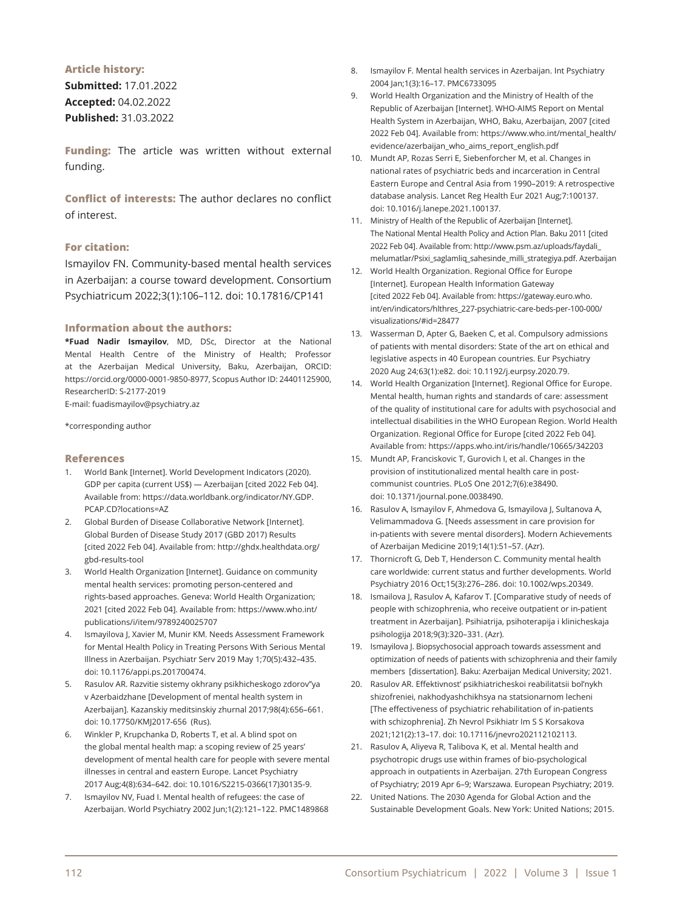**Article history:**

**Submitted:** 17.01.2022

**Accepted:** 04.02.2022

**Published:** 31.03.2022

**Funding:** The article was written without external funding.

**Conflict of interests:** The author declares no conflict of interest.

**For citation:**

Ismayilov FN. Community-based mental health services in Azerbaijan: a course toward development. Consortium Psychiatricum 2022;3(1):106–112. doi: 10.17816/CP141

**Information about the authors:**

***Fuad Nadir Ismayilov**, MD, DSc, Director at the National Mental Health Centre of the Ministry of Health; Professor at the Azerbaijan Medical University, Baku, Azerbaijan, ORCID: https://orcid.org/0000-0001-9850-8977, Scopus Author ID: 24401125900, ResearcherID: S-2177-2019

E-mail: fuadismayilov@psychiatry.az

*corresponding author

## References

1. World Bank [Internet]. World Development Indicators (2020). GDP per capita (current US$) — Azerbaijan [cited 2022 Feb 04]. Available from: https://data.worldbank.org/indicator/NY.GDP.PCAP.CD?locations=AZ
2. Global Burden of Disease Collaborative Network [Internet]. Global Burden of Disease Study 2017 (GBD 2017) Results [cited 2022 Feb 04]. Available from: http://ghdx.healthdata.org/gbd-results-tool
3. World Health Organization [Internet]. Guidance on community mental health services: promoting person-centered and rights-based approaches. Geneva: World Health Organization; 2021 [cited 2022 Feb 04]. Available from: https://www.who.int/publications/i/item/9789240025707
4. Ismayilova J, Xavier M, Munir KM. Needs Assessment Framework for Mental Health Policy in Treating Persons With Serious Mental Illness in Azerbaijan. Psychiatr Serv 2019 May 1;70(5):432–435. doi: 10.1176/appi.ps.201700474.
5. Rasulov AR. Razvitie sistemy okhrany psikhicheskogo zdorov"ya v Azerbaidzhane [Development of mental health system in Azerbaijan]. Kazanskiy meditsinskiy zhurnal 2017;98(4):656–661. doi: 10.17750/KMJ2017-656 (Rus).
6. Winkler P, Krupchanka D, Roberts T, et al. A blind spot on the global mental health map: a scoping review of 25 years' development of mental health care for people with severe mental illnesses in central and eastern Europe. Lancet Psychiatry 2017 Aug;4(8):634–642. doi: 10.1016/S2215-0366(17)30135-9.
7. Ismayilov NV, Fuad I. Mental health of refugees: the case of Azerbaijan. World Psychiatry 2002 Jun;1(2):121–122. PMC1489868
8. Ismayilov F. Mental health services in Azerbaijan. Int Psychiatry 2004 Jan;1(3):16–17. PMC6733095
9. World Health Organization and the Ministry of Health of the Republic of Azerbaijan [Internet]. WHO-AIMS Report on Mental Health System in Azerbaijan, WHO, Baku, Azerbaijan, 2007 [cited 2022 Feb 04]. Available from: https://www.who.int/mental_health/evidence/azerbaijan_who_aims_report_english.pdf
10. Mundt AP, Rozas Serri E, Siebenforcher M, et al. Changes in national rates of psychiatric beds and incarceration in Central Eastern Europe and Central Asia from 1990–2019: A retrospective database analysis. Lancet Reg Health Eur 2021 Aug;7:100137. doi: 10.1016/j.lanepe.2021.100137.
11. Ministry of Health of the Republic of Azerbaijan [Internet]. The National Mental Health Policy and Action Plan. Baku 2011 [cited 2022 Feb 04]. Available from: http://www.psm.az/uploads/faydali_melumatlar/Psixi_saglamliq_sahesinde_milli_strategiya.pdf. Azerbaijan
12. World Health Organization. Regional Office for Europe [Internet]. European Health Information Gateway [cited 2022 Feb 04]. Available from: https://gateway.euro.who.int/en/indicators/hlthres_227-psychiatric-care-beds-per-100-000/visualizations/#id=28477
13. Wasserman D, Apter G, Baeken C, et al. Compulsory admissions of patients with mental disorders: State of the art on ethical and legislative aspects in 40 European countries. Eur Psychiatry 2020 Aug 24;63(1):e82. doi: 10.1192/j.eurpsy.2020.79.
14. World Health Organization [Internet]. Regional Office for Europe. Mental health, human rights and standards of care: assessment of the quality of institutional care for adults with psychosocial and intellectual disabilities in the WHO European Region. World Health Organization. Regional Office for Europe [cited 2022 Feb 04]. Available from: https://apps.who.int/iris/handle/10665/342203
15. Mundt AP, Franciskovic T, Gurovich I, et al. Changes in the provision of institutionalized mental health care in post-communist countries. PLoS One 2012;7(6):e38490. doi: 10.1371/journal.pone.0038490.
16. Rasulov A, Ismayilov F, Ahmedova G, Ismayilova J, Sultanova A, Velimammadova G. [Needs assessment in care provision for in-patients with severe mental disorders]. Modern Achievements of Azerbaijan Medicine 2019;14(1):51–57. (Azr).
17. Thornicroft G, Deb T, Henderson C. Community mental health care worldwide: current status and further developments. World Psychiatry 2016 Oct;15(3):276–286. doi: 10.1002/wps.20349.
18. Ismailova J, Rasulov A, Kafarov T. [Comparative study of needs of people with schizophrenia, who receive outpatient or in-patient treatment in Azerbaijan]. Psihiatrija, psihoterapija i klinicheskaja psihologija 2018;9(3):320–331. (Azr).
19. Ismayilova J. Biopsychosocial approach towards assessment and optimization of needs of patients with schizophrenia and their family members [dissertation]. Baku: Azerbaijan Medical University; 2021.
20. Rasulov AR. Effektivnost' psikhiatricheskoi reabilitatsii bol'nykh shizofreniei, nakhodyashchikhsya na statsionarnom lechenii [The effectiveness of psychiatric rehabilitation of in-patients with schizophrenia]. Zh Nevrol Psikhiatr Im S S Korsakova 2021;121(2):13–17. doi: 10.17116/jnevro202112102113.
21. Rasulov A, Aliyeva R, Talibova K, et al. Mental health and psychotropic drugs use within frames of bio-psychological approach in outpatients in Azerbaijan. 27th European Congress of Psychiatry; 2019 Apr 6–9; Warszawa. European Psychiatry; 2019.
22. United Nations. The 2030 Agenda for Global Action and the Sustainable Development Goals. New York: United Nations; 2015.